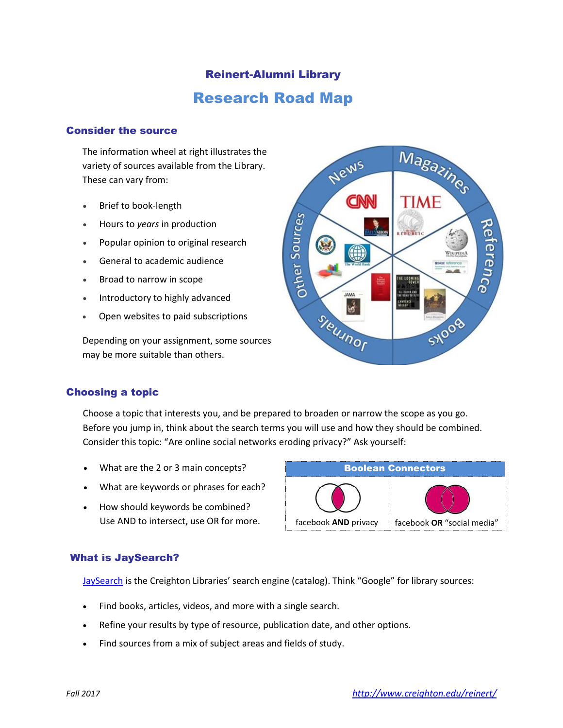# Reinert-Alumni Library

## Research Road Map

### Consider the source

The information wheel at right illustrates the variety of sources available from the Library. These can vary from:

- Brief to book-length
- Hours to *years* in production
- Popular opinion to original research
- General to academic audience
- Broad to narrow in scope
- Introductory to highly advanced
- Open websites to paid subscriptions

Depending on your assignment, some sources may be more suitable than others.

### Choosing a topic

Choose a topic that interests you, and be prepared to broaden or narrow the scope as you go. Before you jump in, think about the search terms you will use and how they should be combined. Consider this topic: "Are online social networks eroding privacy?" Ask yourself:

- What are the 2 or 3 main concepts?
- What are keywords or phrases for each?
- How should keywords be combined? Use AND to intersect, use OR for more.

| Boolean Connectors | |
|---|---|
| facebook **AND** privacy | facebook **OR** "social media" |

### What is JaySearch?

JaySearch is the Creighton Libraries' search engine (catalog). Think "Google" for library sources:

- Find books, articles, videos, and more with a single search.
- Refine your results by type of resource, publication date, and other options.
- Find sources from a mix of subject areas and fields of study.

*Fall 2017*

*http://www.creighton.edu/reinert/*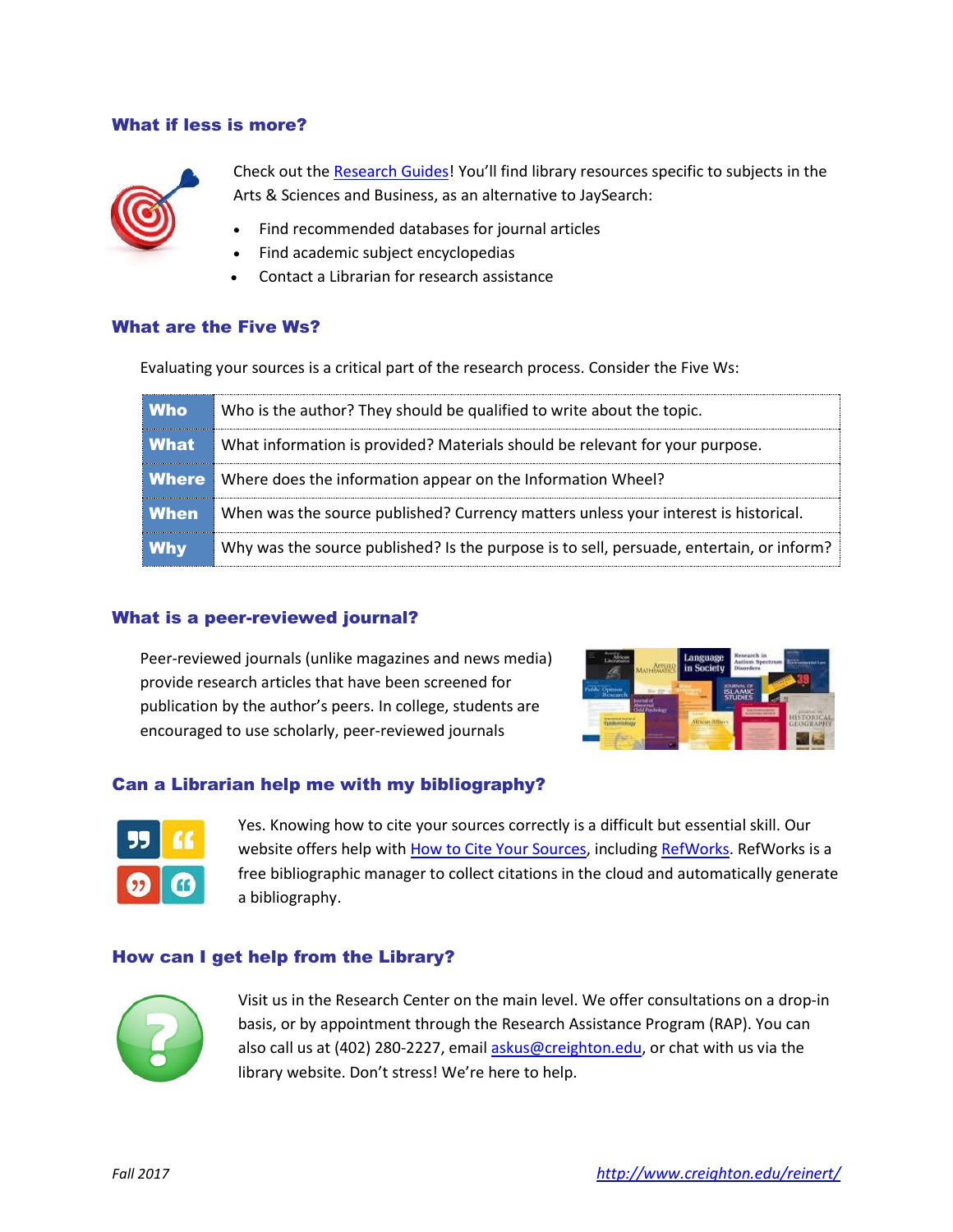## What if less is more?

Check out the Research Guides! You'll find library resources specific to subjects in the Arts & Sciences and Business, as an alternative to JaySearch:

- Find recommended databases for journal articles
- Find academic subject encyclopedias
- Contact a Librarian for research assistance

## What are the Five Ws?

Evaluating your sources is a critical part of the research process. Consider the Five Ws:

| | |
|---|---|
| **Who** | Who is the author? They should be qualified to write about the topic. |
| **What** | What information is provided? Materials should be relevant for your purpose. |
| **Where** | Where does the information appear on the Information Wheel? |
| **When** | When was the source published? Currency matters unless your interest is historical. |
| **Why** | Why was the source published? Is the purpose is to sell, persuade, entertain, or inform? |

## What is a peer-reviewed journal?

Peer-reviewed journals (unlike magazines and news media) provide research articles that have been screened for publication by the author's peers. In college, students are encouraged to use scholarly, peer-reviewed journals

## Can a Librarian help me with my bibliography?

Yes. Knowing how to cite your sources correctly is a difficult but essential skill. Our website offers help with How to Cite Your Sources, including RefWorks. RefWorks is a free bibliographic manager to collect citations in the cloud and automatically generate a bibliography.

## How can I get help from the Library?

Visit us in the Research Center on the main level. We offer consultations on a drop-in basis, or by appointment through the Research Assistance Program (RAP). You can also call us at (402) 280-2227, email askus@creighton.edu, or chat with us via the library website. Don't stress! We're here to help.

*Fall 2017* *http://www.creighton.edu/reinert/*